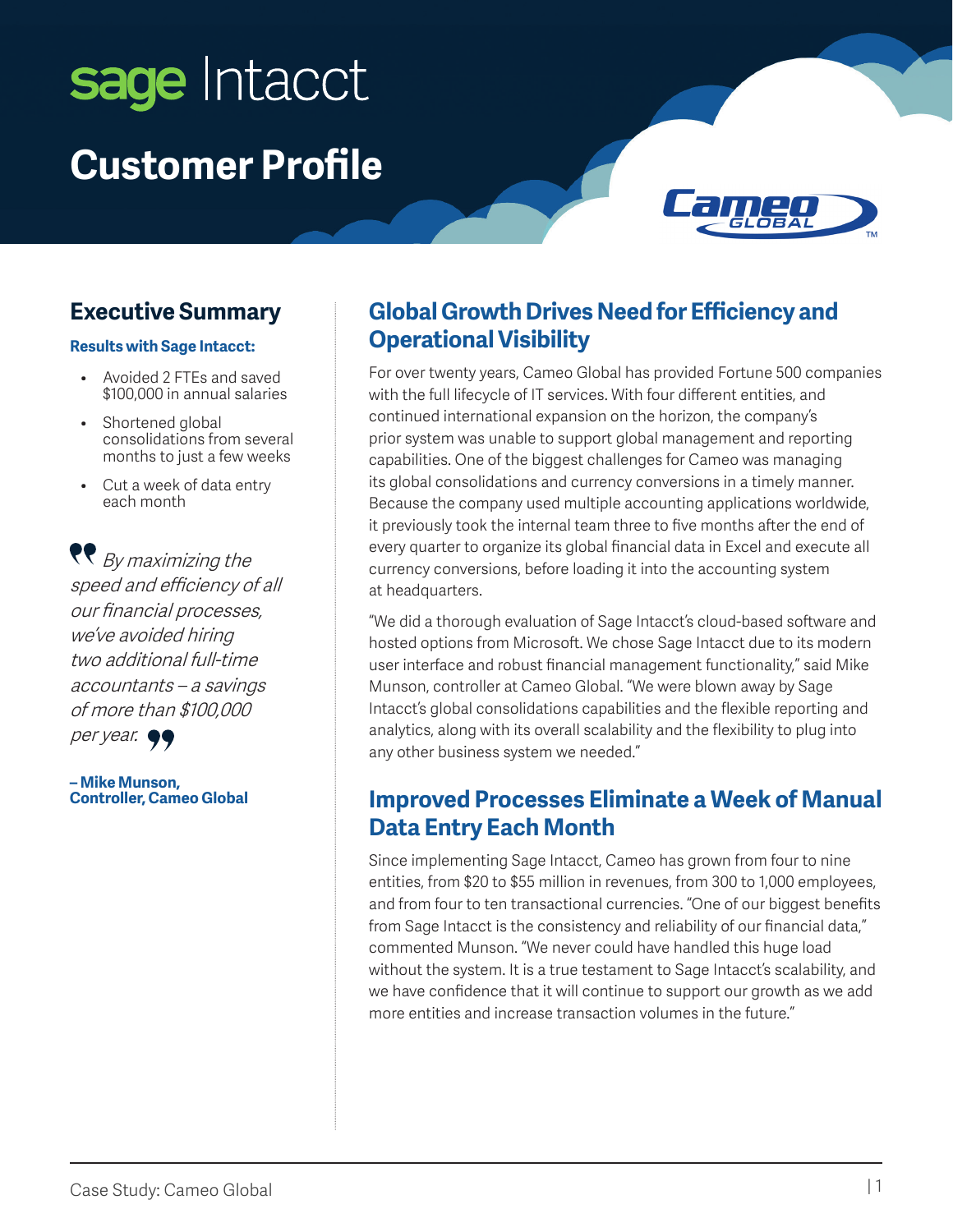# sage Intacct

# Customer Profile

Cameo GLOBAL

## Executive Summary

**Results with Sage Intacct:**

- Avoided 2 FTEs and saved $100,000 in annual salaries
- Shortened global consolidations from several months to just a few weeks
- Cut a week of data entry each month

> *By maximizing the speed and efficiency of all our financial processes, we've avoided hiring two additional full-time accountants – a savings of more than $100,000 per year.*
>
> **– Mike Munson, Controller, Cameo Global**

## Global Growth Drives Need for Efficiency and Operational Visibility

For over twenty years, Cameo Global has provided Fortune 500 companies with the full lifecycle of IT services. With four different entities, and continued international expansion on the horizon, the company's prior system was unable to support global management and reporting capabilities. One of the biggest challenges for Cameo was managing its global consolidations and currency conversions in a timely manner. Because the company used multiple accounting applications worldwide, it previously took the internal team three to five months after the end of every quarter to organize its global financial data in Excel and execute all currency conversions, before loading it into the accounting system at headquarters.

"We did a thorough evaluation of Sage Intacct's cloud-based software and hosted options from Microsoft. We chose Sage Intacct due to its modern user interface and robust financial management functionality," said Mike Munson, controller at Cameo Global. "We were blown away by Sage Intacct's global consolidations capabilities and the flexible reporting and analytics, along with its overall scalability and the flexibility to plug into any other business system we needed."

## Improved Processes Eliminate a Week of Manual Data Entry Each Month

Since implementing Sage Intacct, Cameo has grown from four to nine entities, from $20 to $55 million in revenues, from 300 to 1,000 employees, and from four to ten transactional currencies. "One of our biggest benefits from Sage Intacct is the consistency and reliability of our financial data," commented Munson. "We never could have handled this huge load without the system. It is a true testament to Sage Intacct's scalability, and we have confidence that it will continue to support our growth as we add more entities and increase transaction volumes in the future."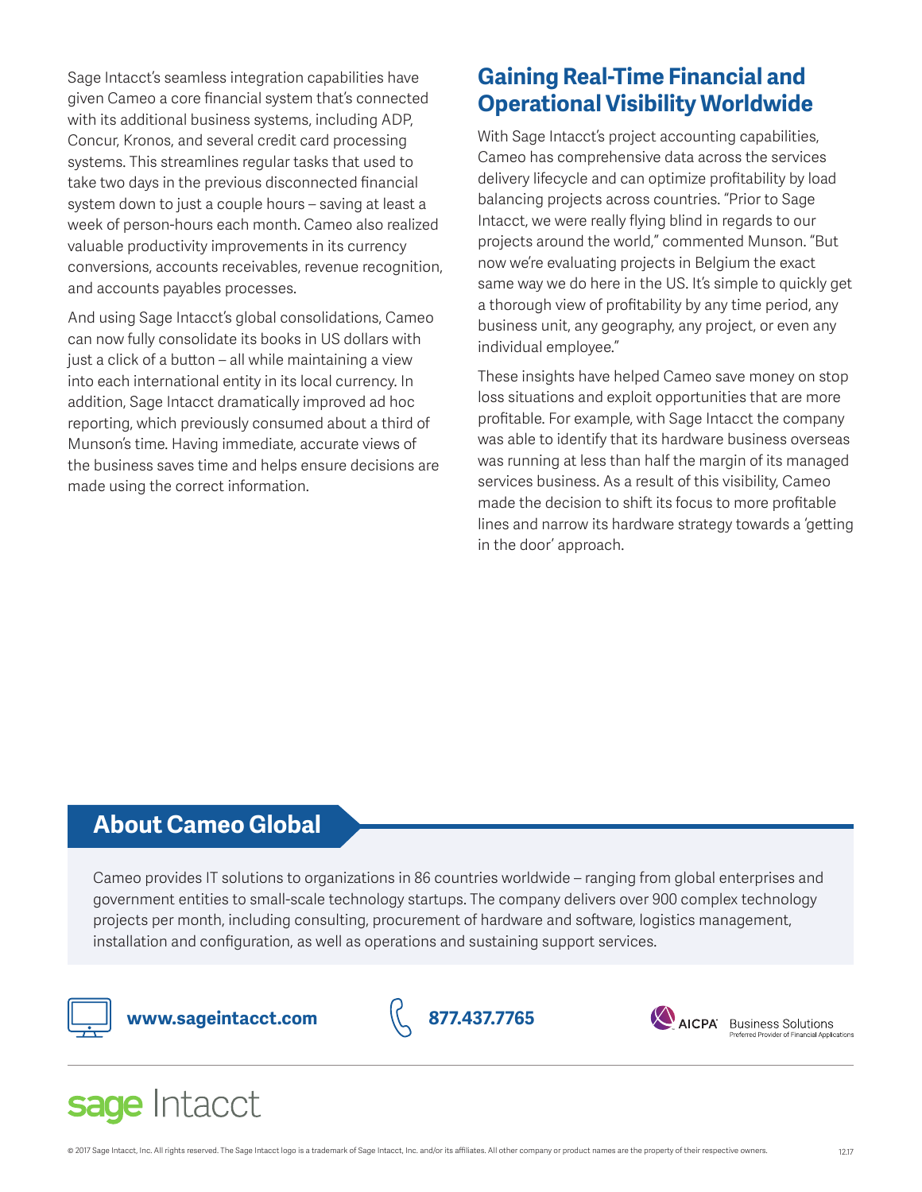Sage Intacct's seamless integration capabilities have given Cameo a core financial system that's connected with its additional business systems, including ADP, Concur, Kronos, and several credit card processing systems. This streamlines regular tasks that used to take two days in the previous disconnected financial system down to just a couple hours – saving at least a week of person-hours each month. Cameo also realized valuable productivity improvements in its currency conversions, accounts receivables, revenue recognition, and accounts payables processes.

And using Sage Intacct's global consolidations, Cameo can now fully consolidate its books in US dollars with just a click of a button – all while maintaining a view into each international entity in its local currency. In addition, Sage Intacct dramatically improved ad hoc reporting, which previously consumed about a third of Munson's time. Having immediate, accurate views of the business saves time and helps ensure decisions are made using the correct information.

## Gaining Real-Time Financial and Operational Visibility Worldwide

With Sage Intacct's project accounting capabilities, Cameo has comprehensive data across the services delivery lifecycle and can optimize profitability by load balancing projects across countries. "Prior to Sage Intacct, we were really flying blind in regards to our projects around the world," commented Munson. "But now we're evaluating projects in Belgium the exact same way we do here in the US. It's simple to quickly get a thorough view of profitability by any time period, any business unit, any geography, any project, or even any individual employee."

These insights have helped Cameo save money on stop loss situations and exploit opportunities that are more profitable. For example, with Sage Intacct the company was able to identify that its hardware business overseas was running at less than half the margin of its managed services business. As a result of this visibility, Cameo made the decision to shift its focus to more profitable lines and narrow its hardware strategy towards a 'getting in the door' approach.

## About Cameo Global

Cameo provides IT solutions to organizations in 86 countries worldwide – ranging from global enterprises and government entities to small-scale technology startups. The company delivers over 900 complex technology projects per month, including consulting, procurement of hardware and software, logistics management, installation and configuration, as well as operations and sustaining support services.

**www.sageintacct.com**

**877.437.7765**

AICPA Business Solutions
Preferred Provider of Financial Applications

sage Intacct

© 2017 Sage Intacct, Inc. All rights reserved. The Sage Intacct logo is a trademark of Sage Intacct, Inc. and/or its affiliates. All other company or product names are the property of their respective owners.

12.17